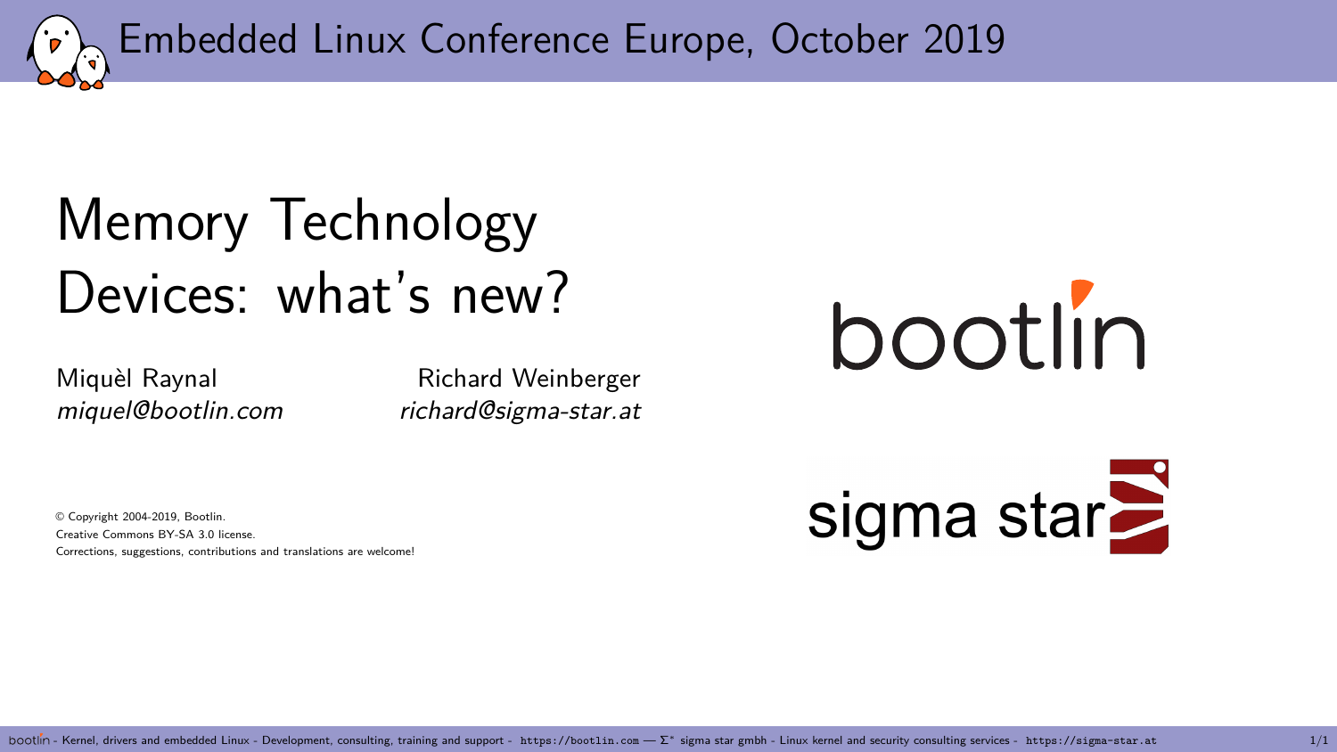Embedded Linux Conference Europe, October 2019

# Memory Technology Devices: what's new?

Miquèl Raynal
*miquel@bootlin.com*

Richard Weinberger
*richard@sigma-star.at*

© Copyright 2004-2019, Bootlin.
Creative Commons BY-SA 3.0 license.
Corrections, suggestions, contributions and translations are welcome!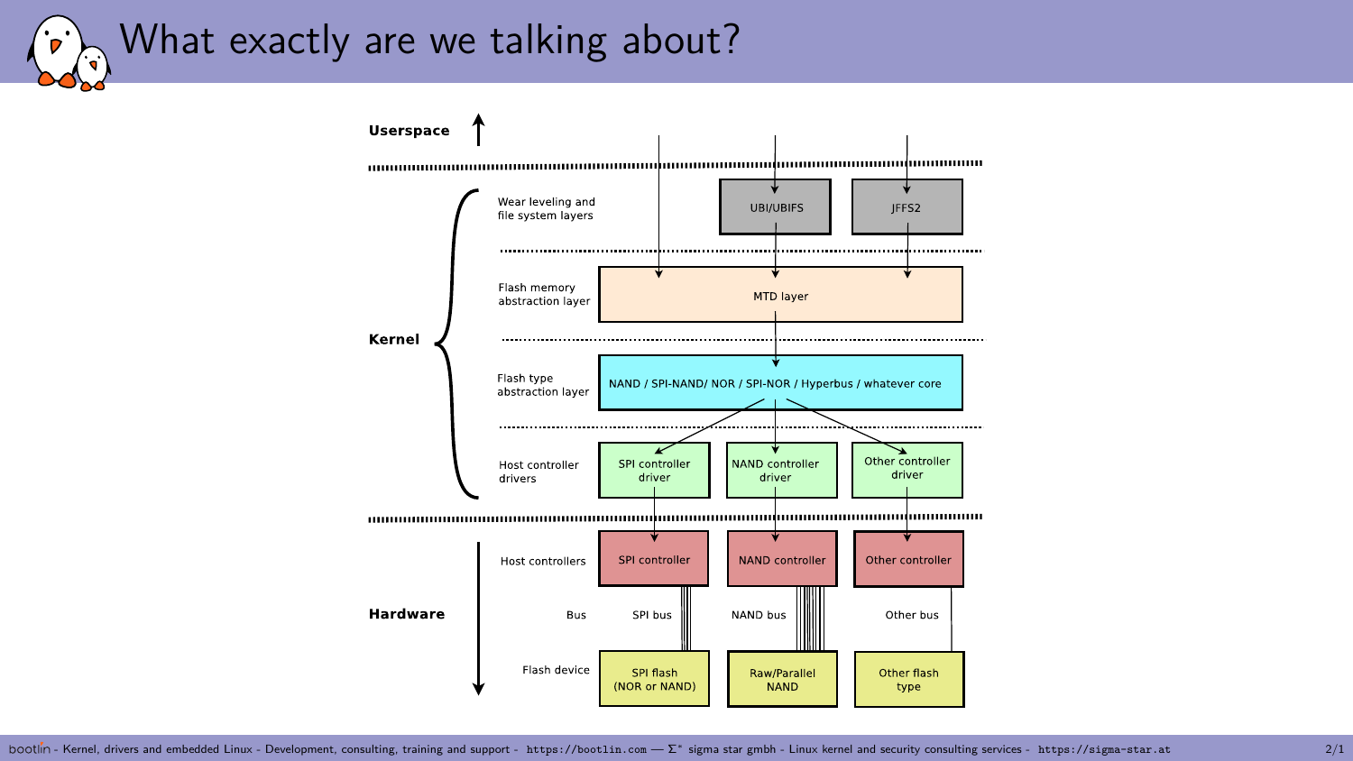# What exactly are we talking about?

**Userspace**

**Kernel**

- Wear leveling and file system layers: UBI/UBIFS, JFFS2
- Flash memory abstraction layer: MTD layer
- Flash type abstraction layer: NAND / SPI-NAND/ NOR / SPI-NOR / Hyperbus / whatever core
- Host controller drivers: SPI controller driver, NAND controller driver, Other controller driver

**Hardware**

- Host controllers: SPI controller, NAND controller, Other controller
- Bus: SPI bus, NAND bus, Other bus
- Flash device: SPI flash (NOR or NAND), Raw/Parallel NAND, Other flash type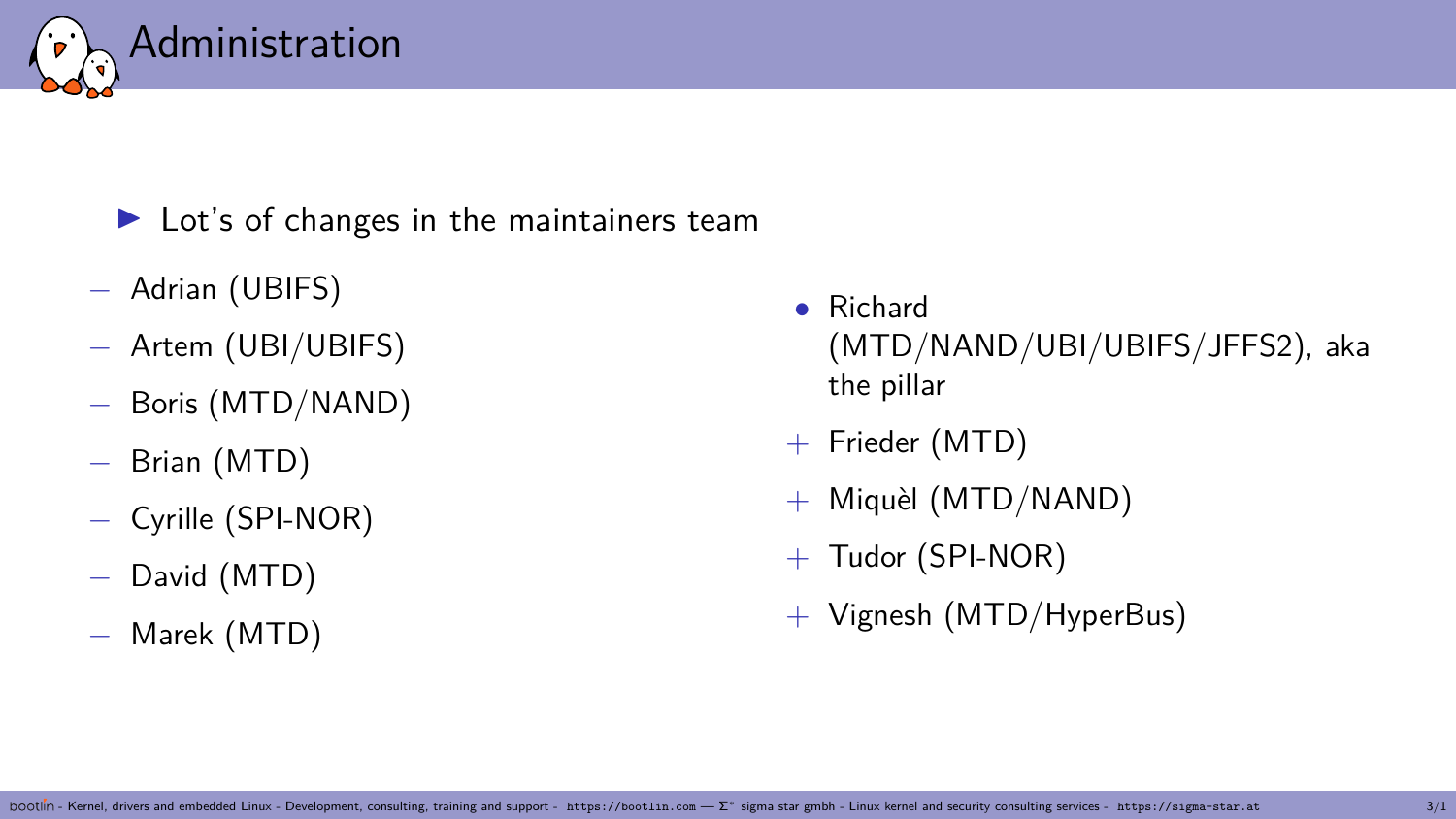# Administration

- Lot's of changes in the maintainers team

– Adrian (UBIFS)
– Artem (UBI/UBIFS)
– Boris (MTD/NAND)
– Brian (MTD)
– Cyrille (SPI-NOR)
– David (MTD)
– Marek (MTD)

- Richard (MTD/NAND/UBI/UBIFS/JFFS2), aka the pillar

+ Frieder (MTD)
+ Miquèl (MTD/NAND)
+ Tudor (SPI-NOR)
+ Vignesh (MTD/HyperBus)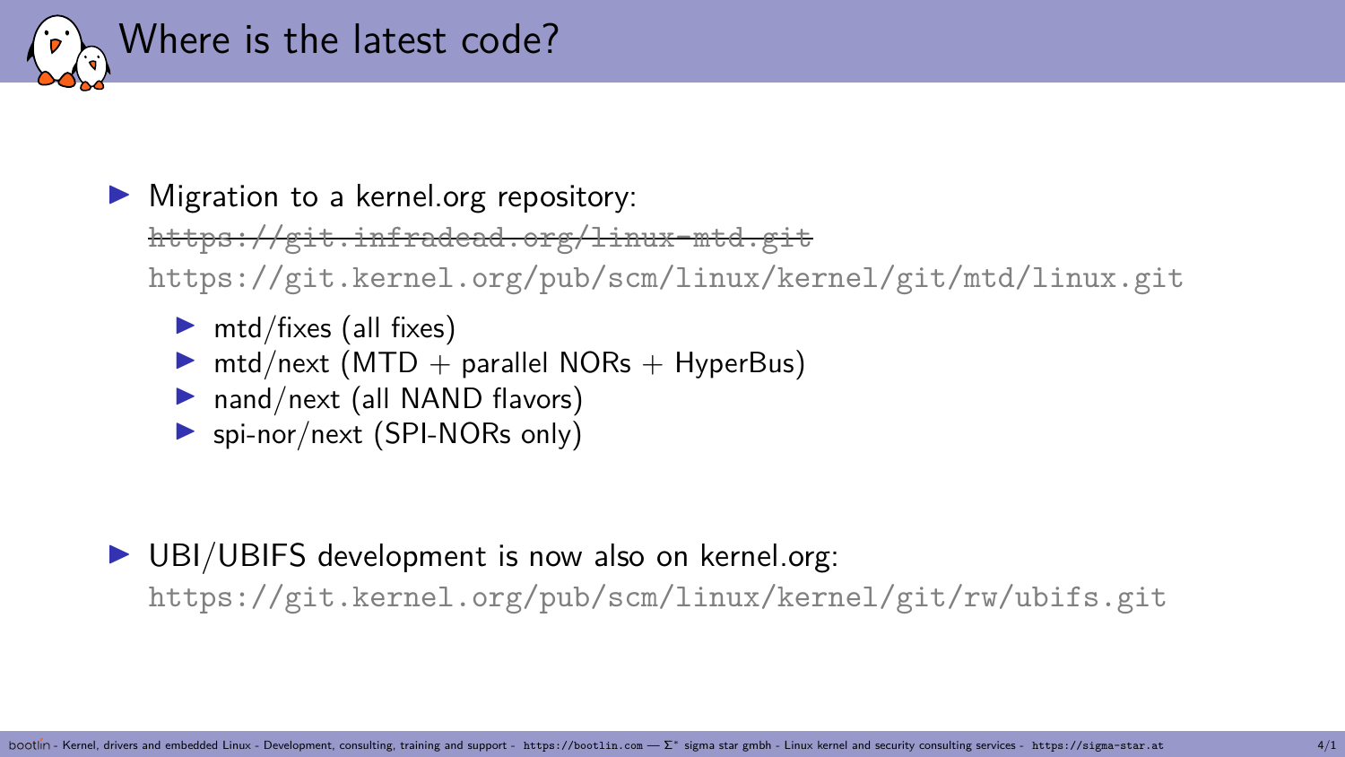# Where is the latest code?

- Migration to a kernel.org repository:
  ~~https://git.infradead.org/linux-mtd.git~~
  https://git.kernel.org/pub/scm/linux/kernel/git/mtd/linux.git
  - mtd/fixes (all fixes)
  - mtd/next (MTD + parallel NORs + HyperBus)
  - nand/next (all NAND flavors)
  - spi-nor/next (SPI-NORs only)

- UBI/UBIFS development is now also on kernel.org:
  https://git.kernel.org/pub/scm/linux/kernel/git/rw/ubifs.git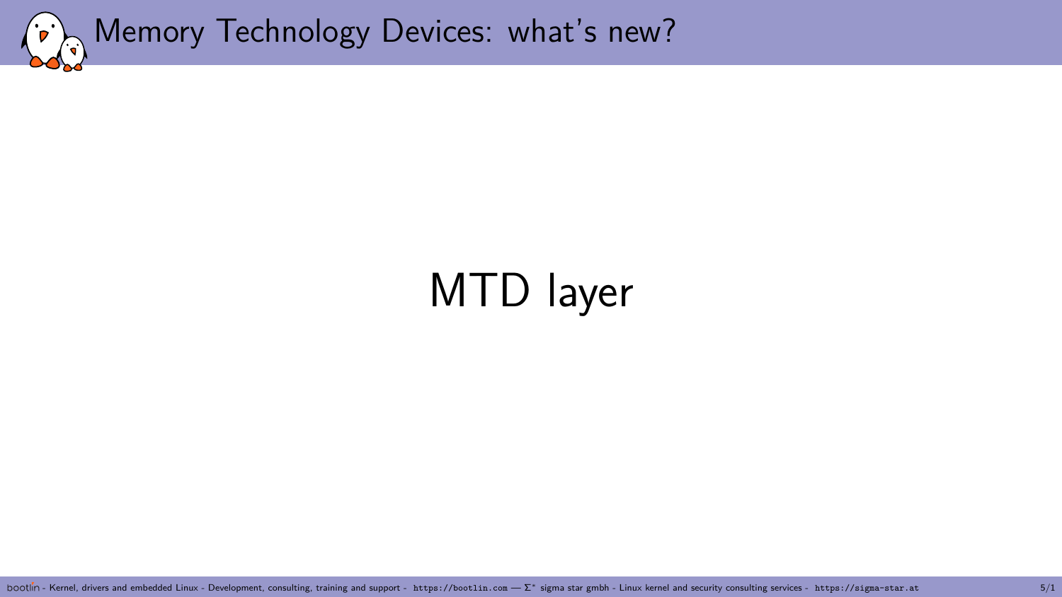# MTD layer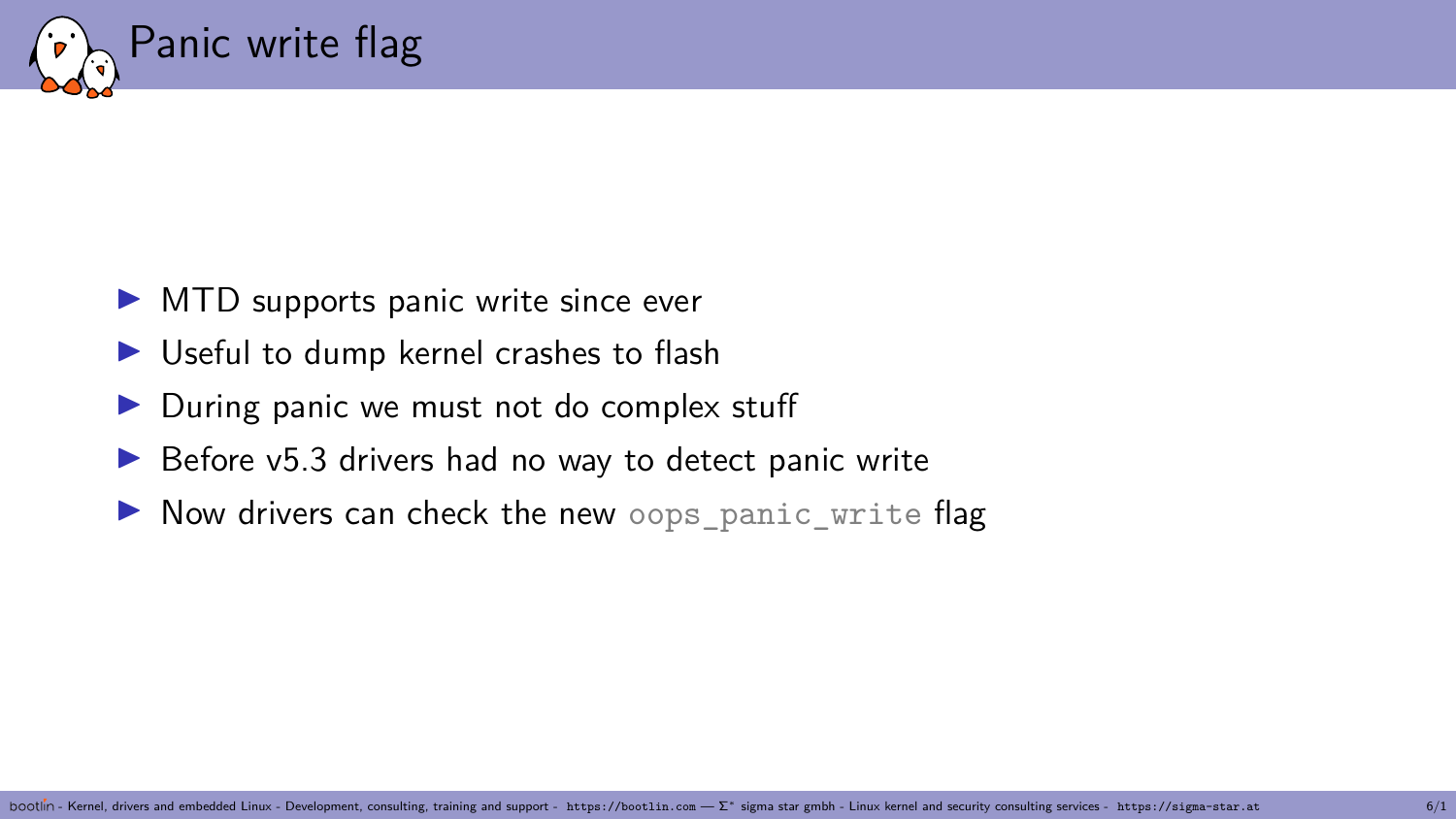# Panic write flag

- MTD supports panic write since ever
- Useful to dump kernel crashes to flash
- During panic we must not do complex stuff
- Before v5.3 drivers had no way to detect panic write
- Now drivers can check the new `oops_panic_write` flag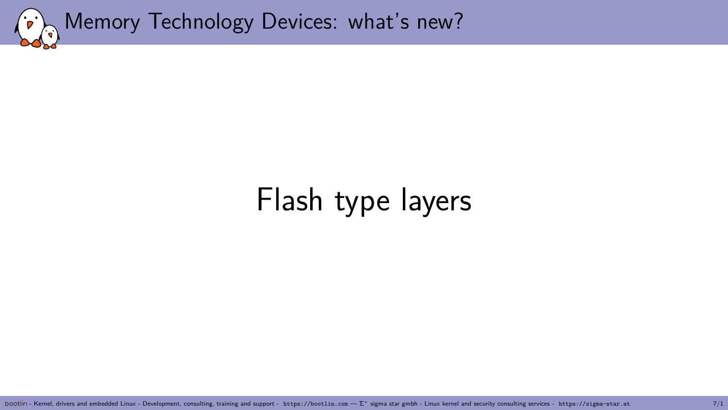# Flash type layers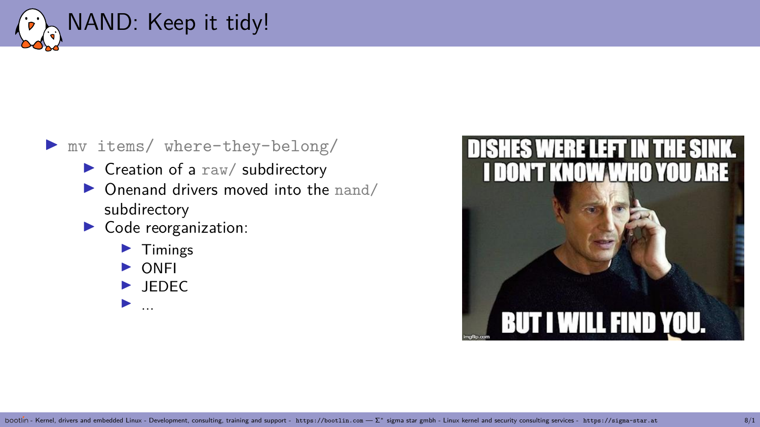# NAND: Keep it tidy!

- `mv items/ where-they-belong/`
  - Creation of a `raw/` subdirectory
  - Onenand drivers moved into the `nand/` subdirectory
  - Code reorganization:
    - Timings
    - ONFI
    - JEDEC
    - ...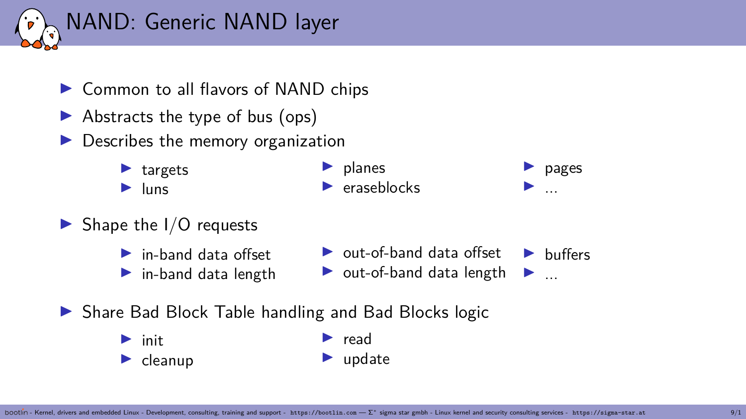# NAND: Generic NAND layer

- Common to all flavors of NAND chips
- Abstracts the type of bus (ops)
- Describes the memory organization
  - targets
  - luns
  - planes
  - eraseblocks
  - pages
  - ...
- Shape the I/O requests
  - in-band data offset
  - in-band data length
  - out-of-band data offset
  - out-of-band data length
  - buffers
  - ...
- Share Bad Block Table handling and Bad Blocks logic
  - init
  - cleanup
  - read
  - update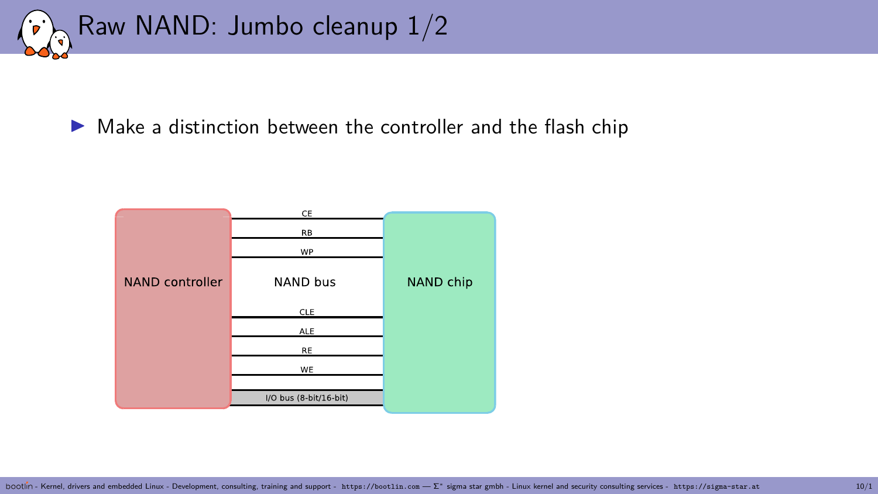# Raw NAND: Jumbo cleanup 1/2

- Make a distinction between the controller and the flash chip

NAND controller

NAND bus

NAND chip

CE

RB

WP

CLE

ALE

RE

WE

I/O bus (8-bit/16-bit)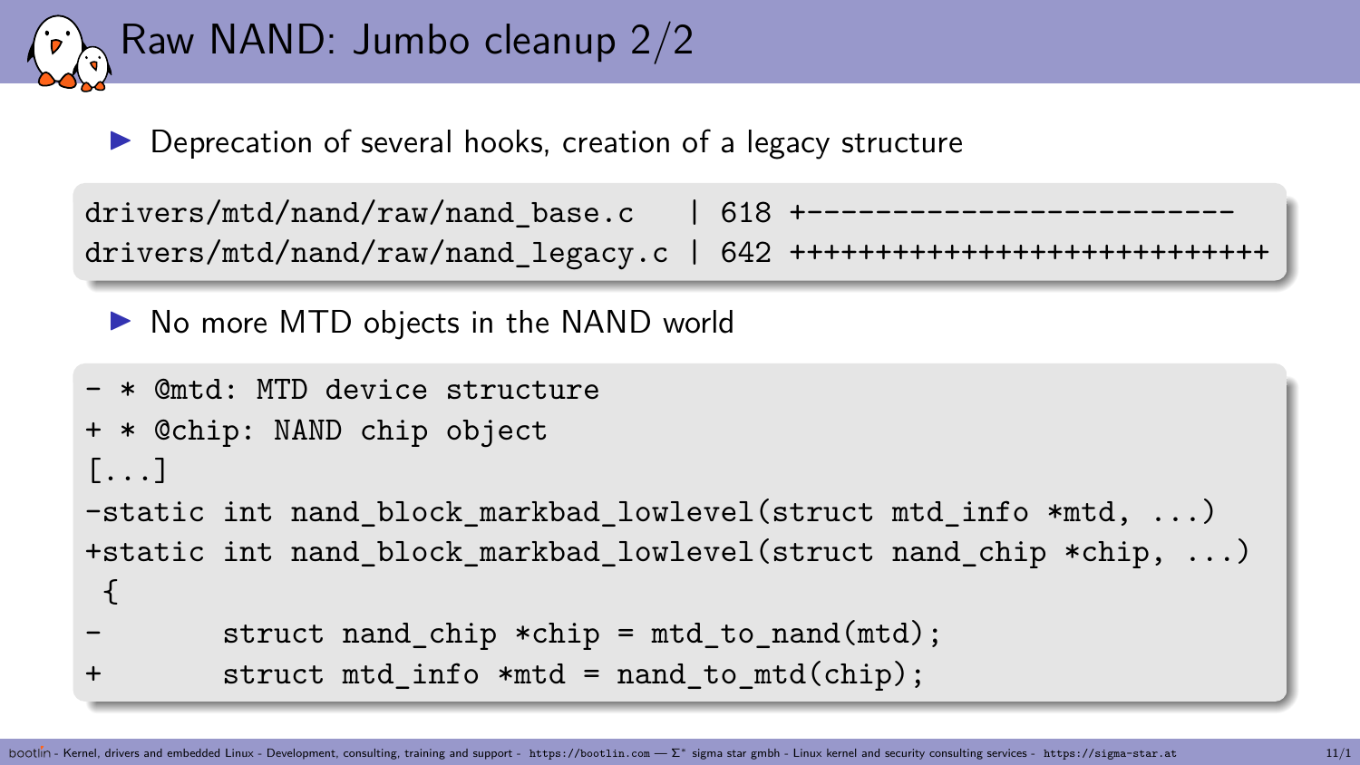# Raw NAND: Jumbo cleanup 2/2

- Deprecation of several hooks, creation of a legacy structure

```
drivers/mtd/nand/raw/nand_base.c   | 618 +--------------------------
drivers/mtd/nand/raw/nand_legacy.c | 642 ++++++++++++++++++++++++++++
```

- No more MTD objects in the NAND world

```
- * @mtd: MTD device structure
+ * @chip: NAND chip object
[...]
-static int nand_block_markbad_lowlevel(struct mtd_info *mtd, ...)
+static int nand_block_markbad_lowlevel(struct nand_chip *chip, ...)
 {
-       struct nand_chip *chip = mtd_to_nand(mtd);
+       struct mtd_info *mtd = nand_to_mtd(chip);
```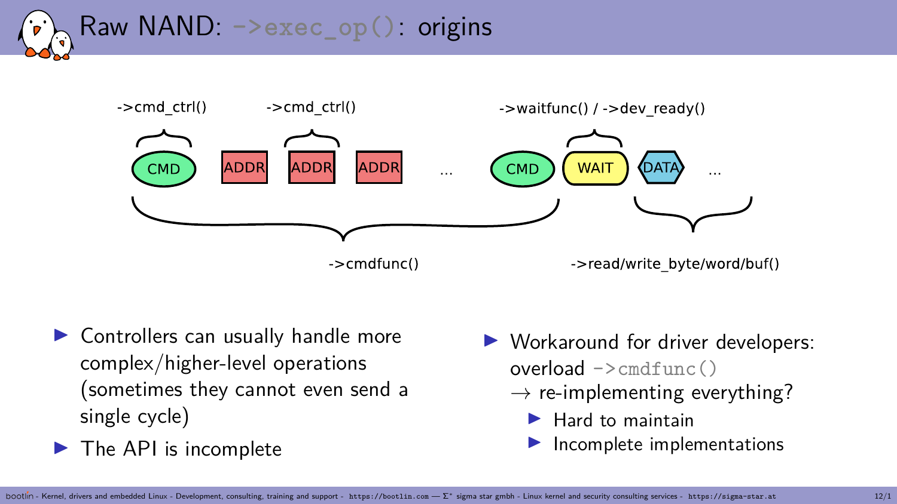# Raw NAND: ->exec_op(): origins

->cmd_ctrl() ->cmd_ctrl() ->waitfunc() / ->dev_ready()

CMD ADDR ADDR ADDR ... CMD WAIT DATA ...

->cmdfunc() ->read/write_byte/word/buf()

- Controllers can usually handle more complex/higher-level operations (sometimes they cannot even send a single cycle)
- The API is incomplete

- Workaround for driver developers: overload `->cmdfunc()`
  $\rightarrow$ re-implementing everything?
  - Hard to maintain
  - Incomplete implementations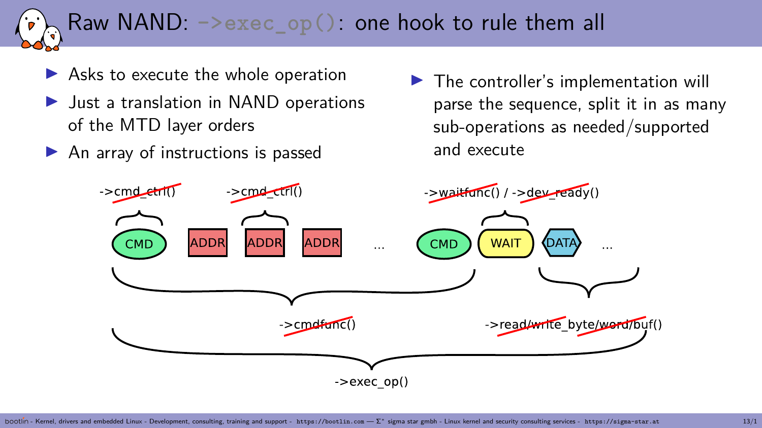# Raw NAND: ->exec_op(): one hook to rule them all

- Asks to execute the whole operation
- Just a translation in NAND operations of the MTD layer orders
- An array of instructions is passed
- The controller's implementation will parse the sequence, split it in as many sub-operations as needed/supported and execute

->cmd_ctrl() ->cmd_ctrl() ->waitfunc() / ->dev_ready()

CMD ADDR ADDR ADDR ... CMD WAIT DATA ...

->cmdfunc() ->read/write_byte/word/buf()

->exec_op()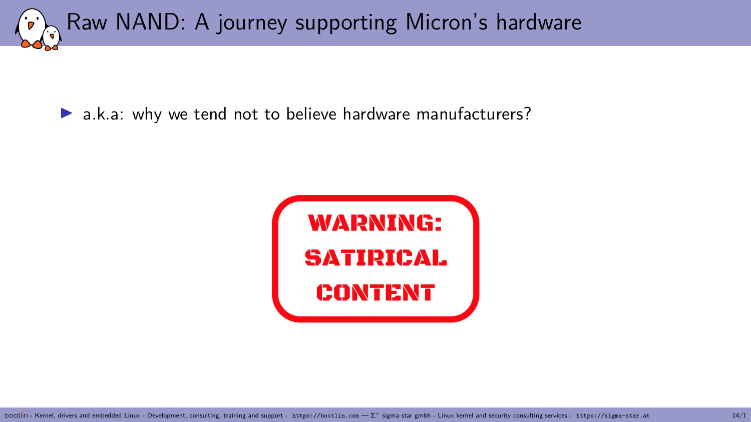# Raw NAND: A journey supporting Micron's hardware

- a.k.a: why we tend not to believe hardware manufacturers?

**WARNING:**
**SATIRICAL**
**CONTENT**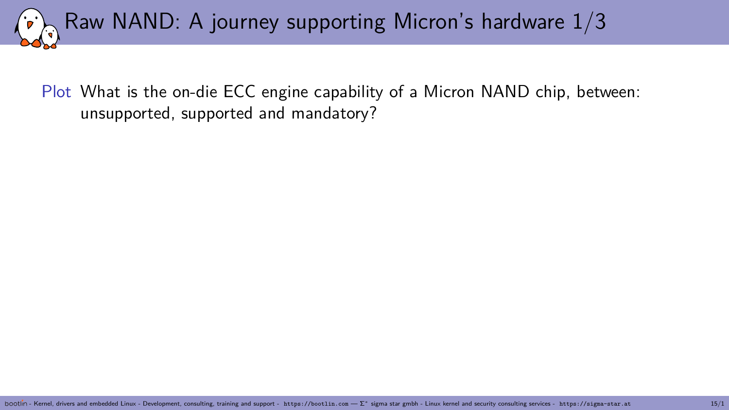# Raw NAND: A journey supporting Micron's hardware 1/3

**Plot** What is the on-die ECC engine capability of a Micron NAND chip, between: unsupported, supported and mandatory?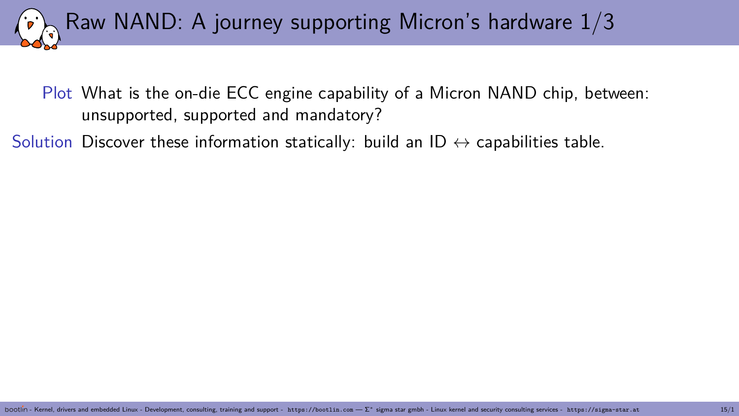# Raw NAND: A journey supporting Micron's hardware 1/3

**Plot** What is the on-die ECC engine capability of a Micron NAND chip, between: unsupported, supported and mandatory?

**Solution** Discover these information statically: build an ID $\leftrightarrow$ capabilities table.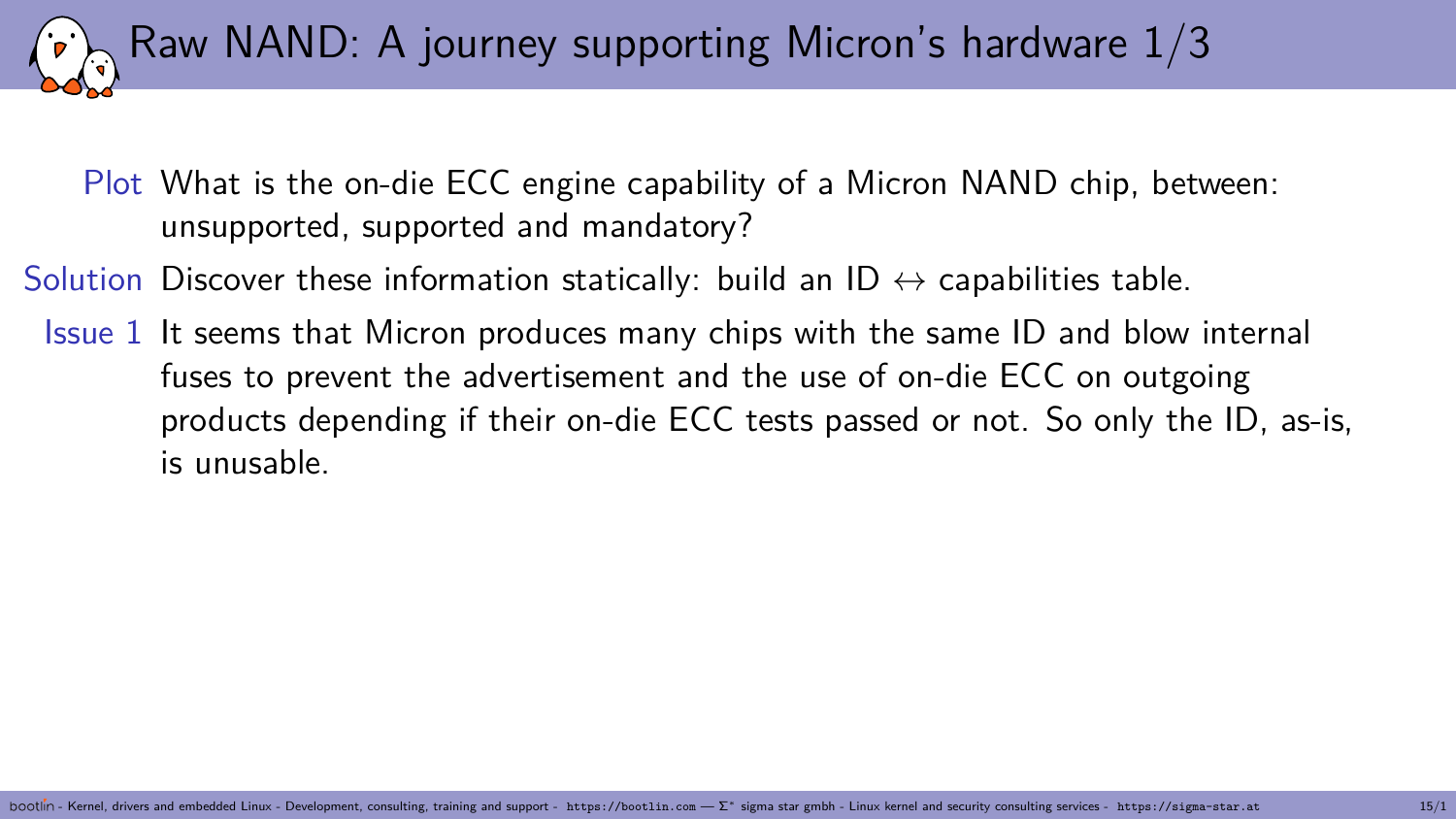# Raw NAND: A journey supporting Micron's hardware 1/3

**Plot** What is the on-die ECC engine capability of a Micron NAND chip, between: unsupported, supported and mandatory?

**Solution** Discover these information statically: build an ID $\leftrightarrow$ capabilities table.

**Issue 1** It seems that Micron produces many chips with the same ID and blow internal fuses to prevent the advertisement and the use of on-die ECC on outgoing products depending if their on-die ECC tests passed or not. So only the ID, as-is, is unusable.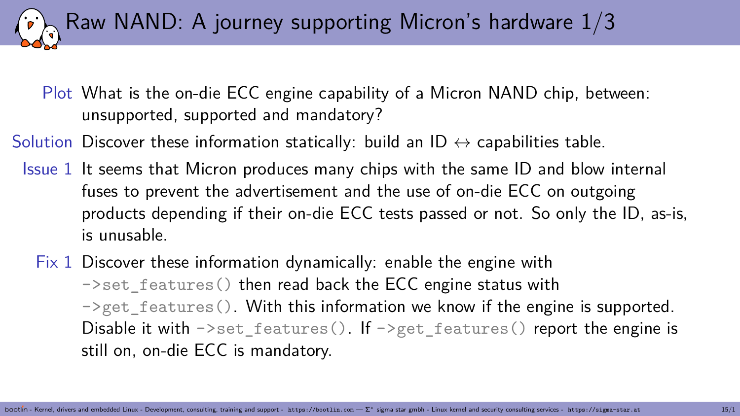# Raw NAND: A journey supporting Micron's hardware 1/3

- **Plot** What is the on-die ECC engine capability of a Micron NAND chip, between: unsupported, supported and mandatory?
- **Solution** Discover these information statically: build an ID $\leftrightarrow$ capabilities table.
- **Issue 1** It seems that Micron produces many chips with the same ID and blow internal fuses to prevent the advertisement and the use of on-die ECC on outgoing products depending if their on-die ECC tests passed or not. So only the ID, as-is, is unusable.
- **Fix 1** Discover these information dynamically: enable the engine with `->set_features()` then read back the ECC engine status with `->get_features()`. With this information we know if the engine is supported. Disable it with `->set_features()`. If `->get_features()` report the engine is still on, on-die ECC is mandatory.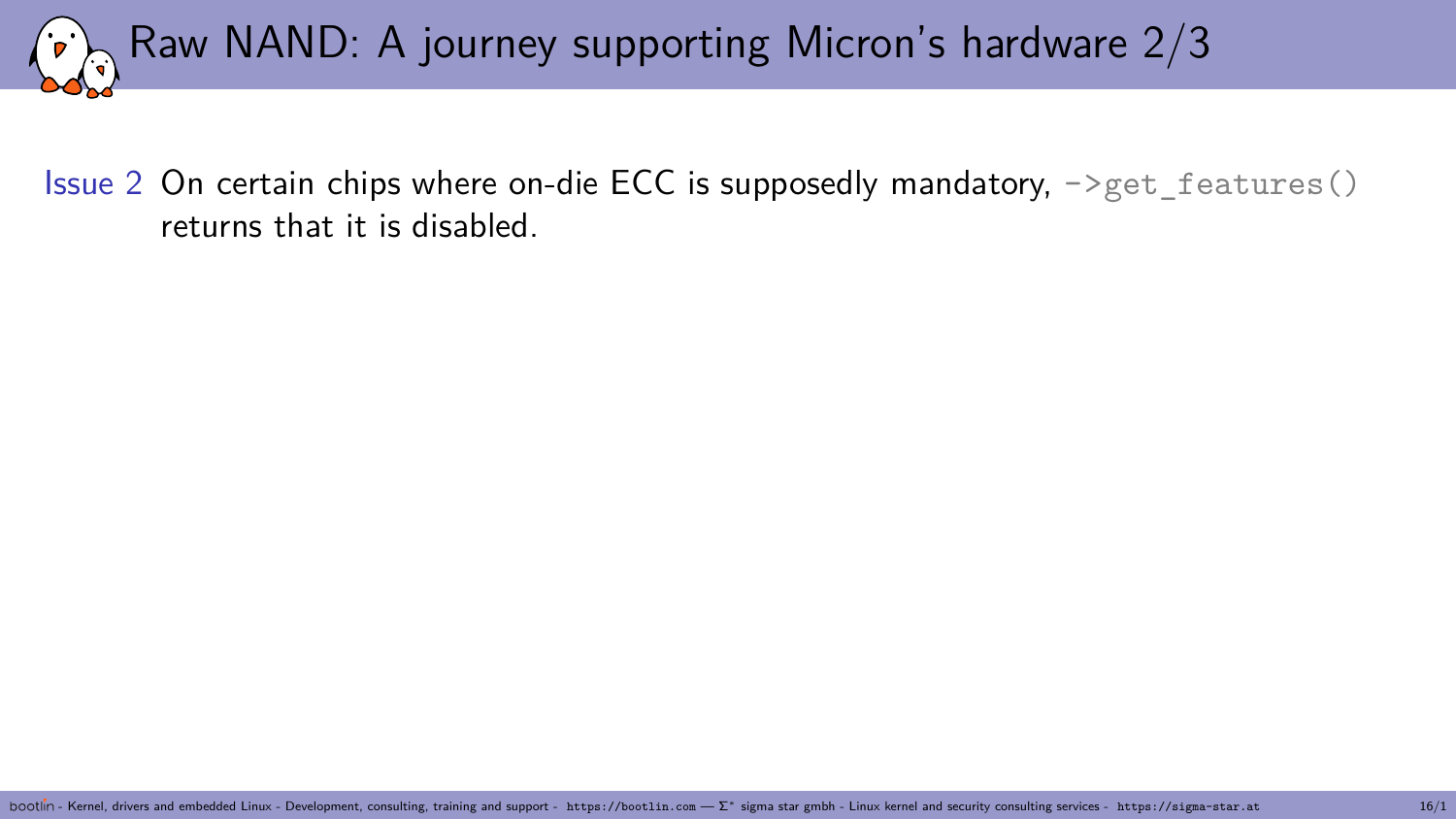# Raw NAND: A journey supporting Micron's hardware 2/3

**Issue 2** On certain chips where on-die ECC is supposedly mandatory, `->get_features()` returns that it is disabled.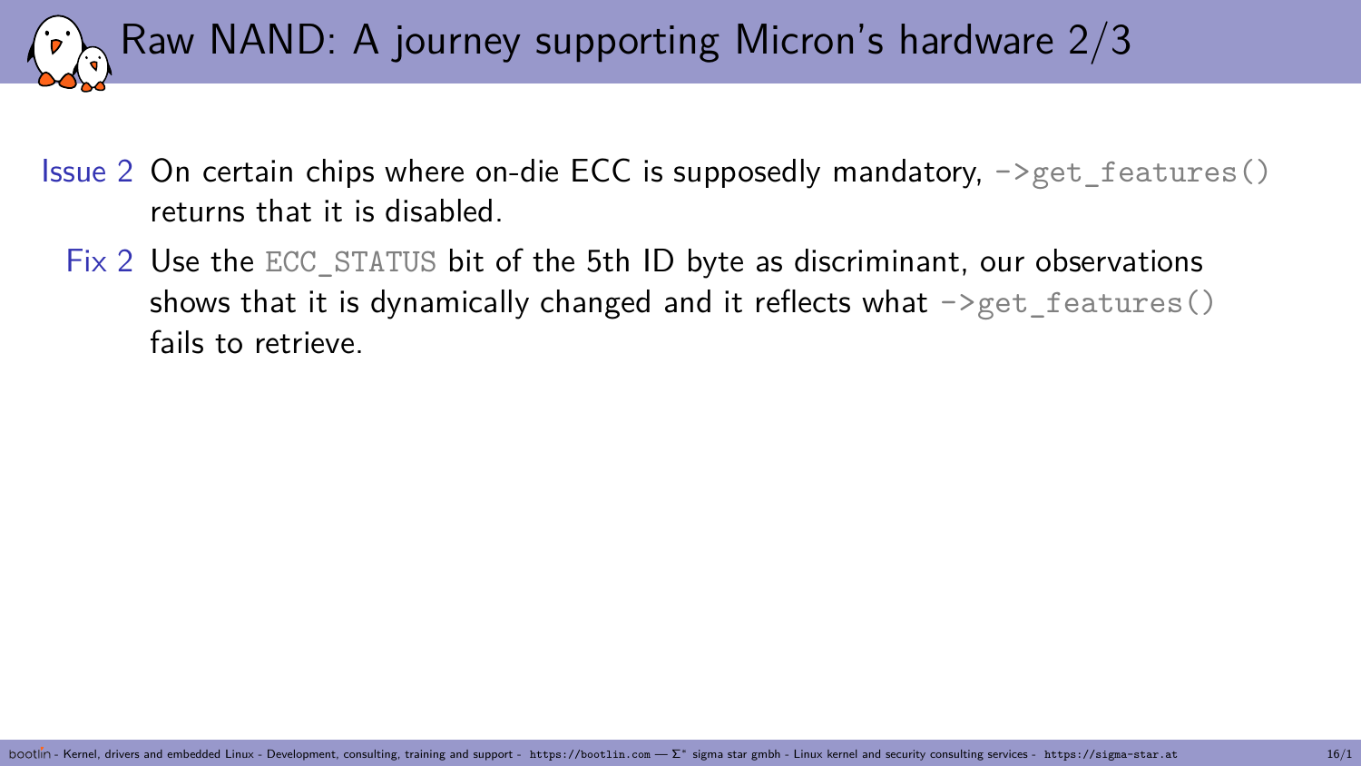# Raw NAND: A journey supporting Micron's hardware 2/3

**Issue 2** On certain chips where on-die ECC is supposedly mandatory, `->get_features()` returns that it is disabled.

**Fix 2** Use the `ECC_STATUS` bit of the 5th ID byte as discriminant, our observations shows that it is dynamically changed and it reflects what `->get_features()` fails to retrieve.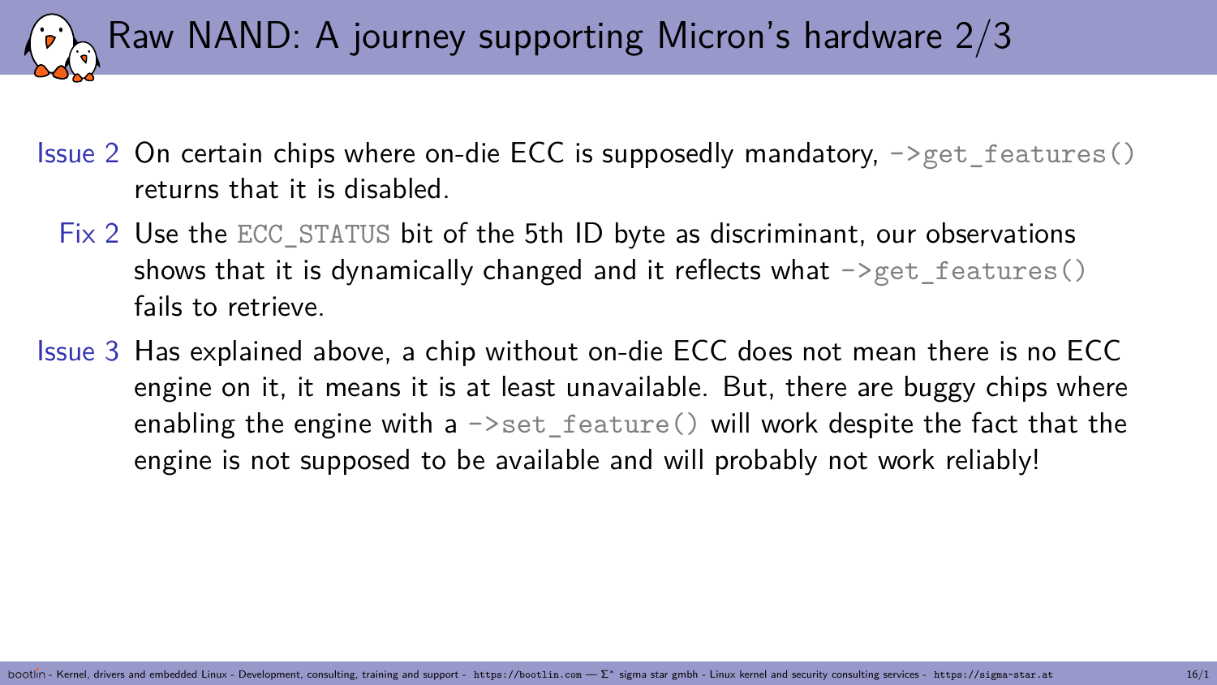# Raw NAND: A journey supporting Micron's hardware 2/3

**Issue 2** On certain chips where on-die ECC is supposedly mandatory, `->get_features()` returns that it is disabled.

**Fix 2** Use the `ECC_STATUS` bit of the 5th ID byte as discriminant, our observations shows that it is dynamically changed and it reflects what `->get_features()` fails to retrieve.

**Issue 3** Has explained above, a chip without on-die ECC does not mean there is no ECC engine on it, it means it is at least unavailable. But, there are buggy chips where enabling the engine with a `->set_feature()` will work despite the fact that the engine is not supposed to be available and will probably not work reliably!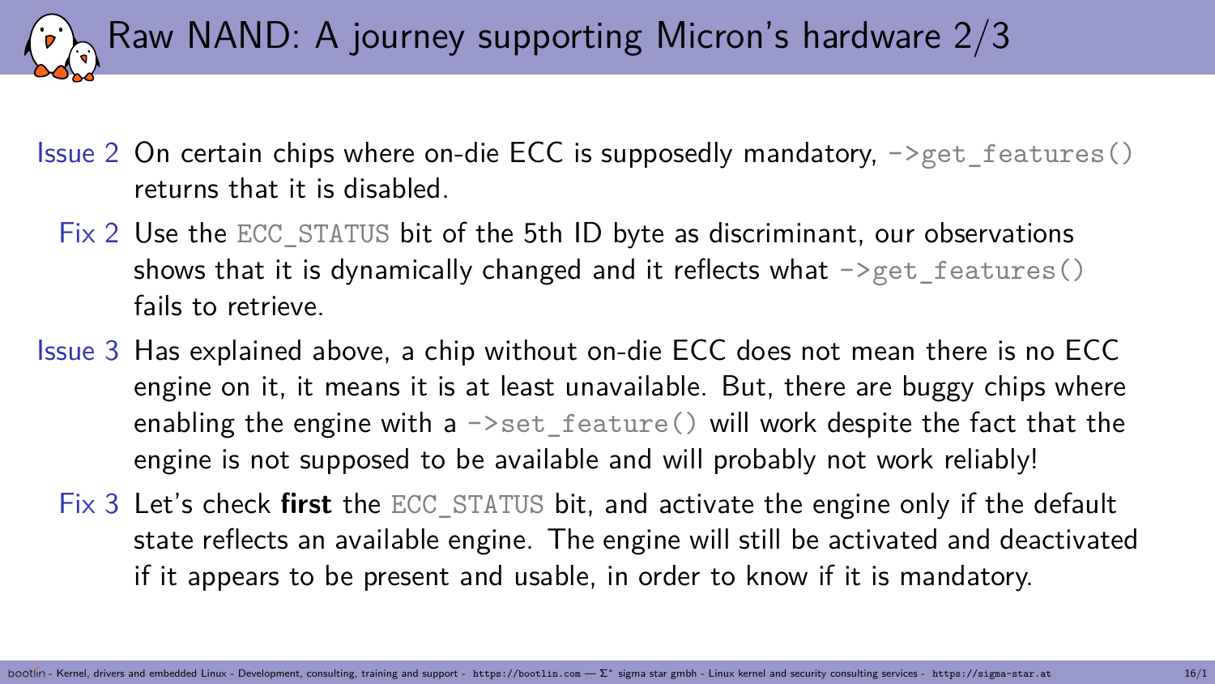# Raw NAND: A journey supporting Micron's hardware 2/3

**Issue 2** On certain chips where on-die ECC is supposedly mandatory, `->get_features()` returns that it is disabled.

**Fix 2** Use the `ECC_STATUS` bit of the 5th ID byte as discriminant, our observations shows that it is dynamically changed and it reflects what `->get_features()` fails to retrieve.

**Issue 3** Has explained above, a chip without on-die ECC does not mean there is no ECC engine on it, it means it is at least unavailable. But, there are buggy chips where enabling the engine with a `->set_feature()` will work despite the fact that the engine is not supposed to be available and will probably not work reliably!

**Fix 3** Let's check **first** the `ECC_STATUS` bit, and activate the engine only if the default state reflects an available engine. The engine will still be activated and deactivated if it appears to be present and usable, in order to know if it is mandatory.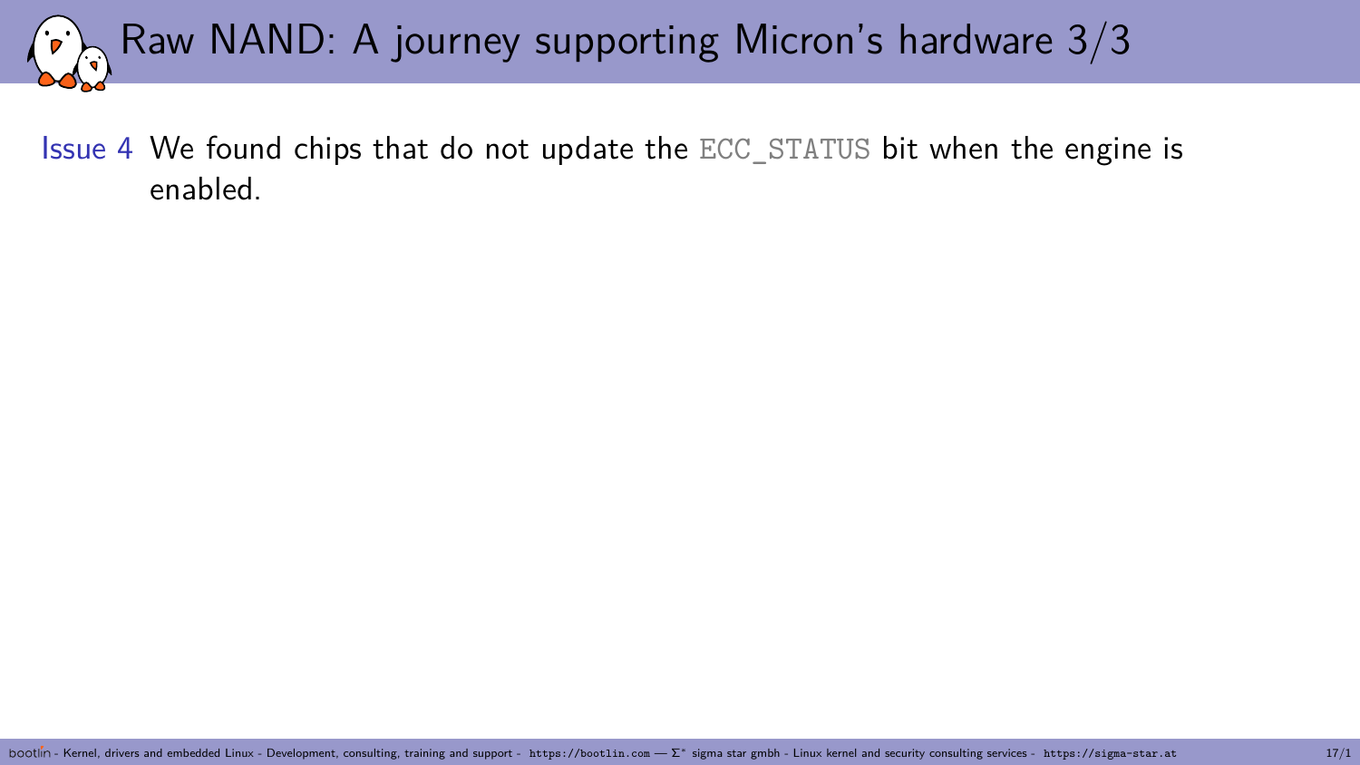# Raw NAND: A journey supporting Micron's hardware 3/3

**Issue 4** We found chips that do not update the `ECC_STATUS` bit when the engine is enabled.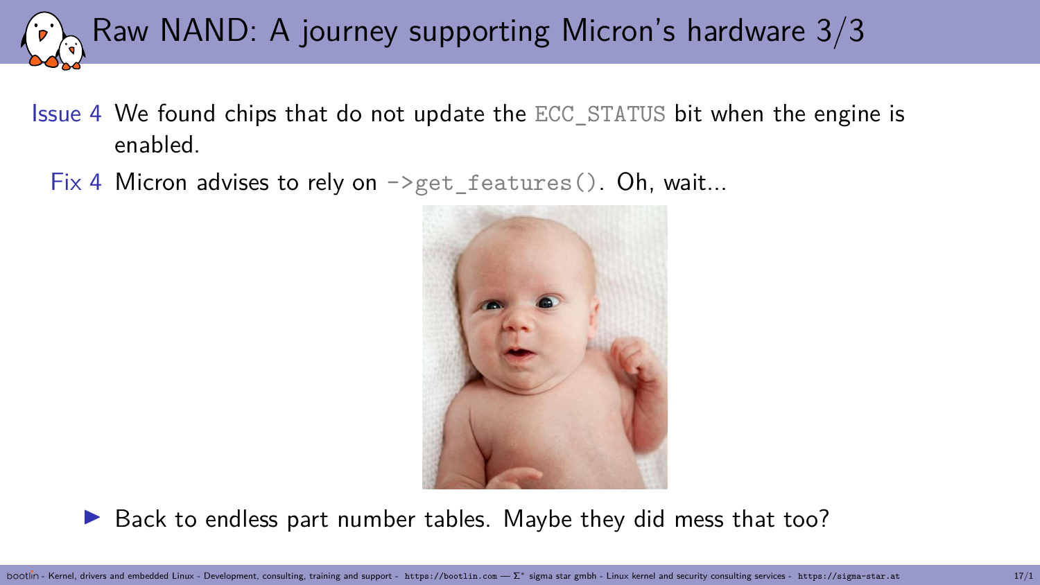# Raw NAND: A journey supporting Micron's hardware 3/3

Issue 4 We found chips that do not update the `ECC_STATUS` bit when the engine is enabled.

Fix 4 Micron advises to rely on `->get_features()`. Oh, wait...

- Back to endless part number tables. Maybe they did mess that too?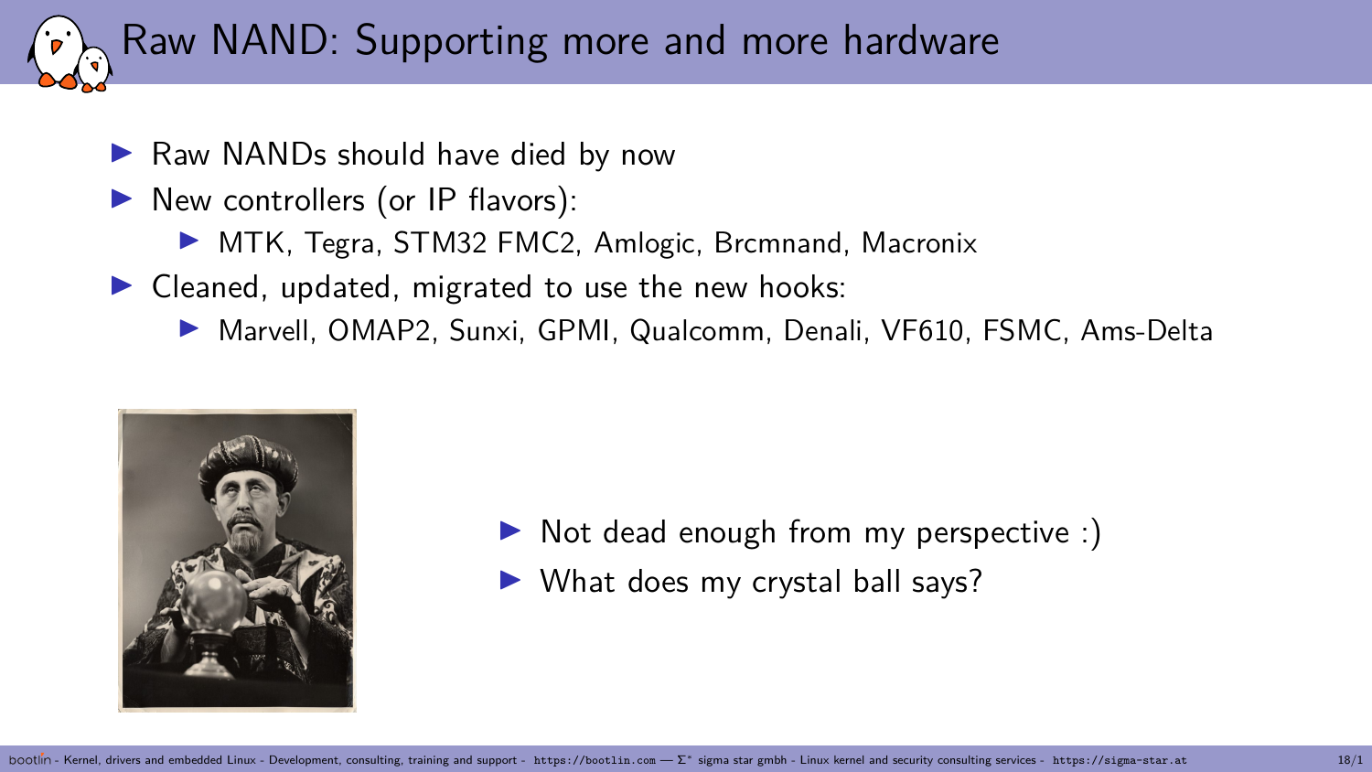# Raw NAND: Supporting more and more hardware

- Raw NANDs should have died by now
- New controllers (or IP flavors):
  - MTK, Tegra, STM32 FMC2, Amlogic, Brcmnand, Macronix
- Cleaned, updated, migrated to use the new hooks:
  - Marvell, OMAP2, Sunxi, GPMI, Qualcomm, Denali, VF610, FSMC, Ams-Delta

- Not dead enough from my perspective :)
- What does my crystal ball says?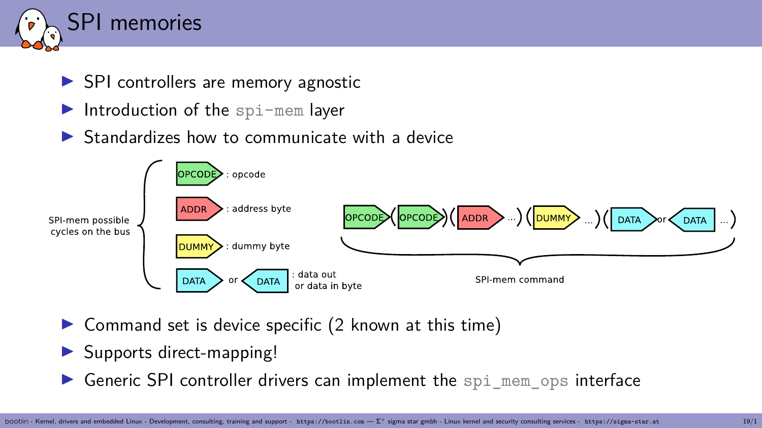# SPI memories

- SPI controllers are memory agnostic
- Introduction of the `spi-mem` layer
- Standardizes how to communicate with a device

SPI-mem possible cycles on the bus

- OPCODE : opcode
- ADDR : address byte
- DUMMY : dummy byte
- DATA or DATA : data out or data in byte

OPCODE (OPCODE) (ADDR ...) (DUMMY ...) (DATA or DATA ...)

SPI-mem command

- Command set is device specific (2 known at this time)
- Supports direct-mapping!
- Generic SPI controller drivers can implement the `spi_mem_ops` interface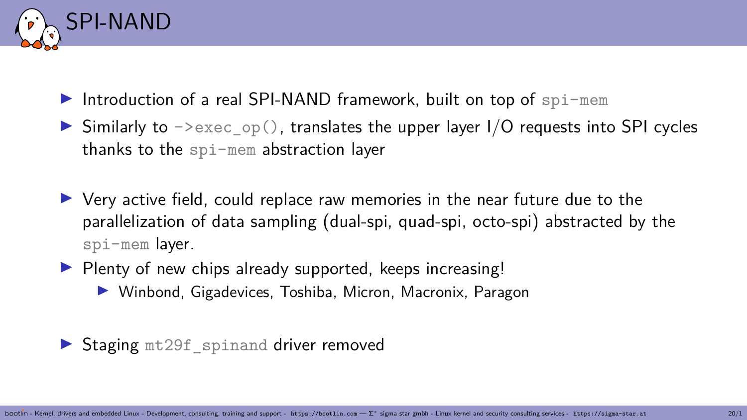# SPI-NAND

- Introduction of a real SPI-NAND framework, built on top of `spi-mem`
- Similarly to `->exec_op()`, translates the upper layer I/O requests into SPI cycles thanks to the `spi-mem` abstraction layer
- Very active field, could replace raw memories in the near future due to the parallelization of data sampling (dual-spi, quad-spi, octo-spi) abstracted by the `spi-mem` layer.
- Plenty of new chips already supported, keeps increasing!
  - Winbond, Gigadevices, Toshiba, Micron, Macronix, Paragon
- Staging `mt29f_spinand` driver removed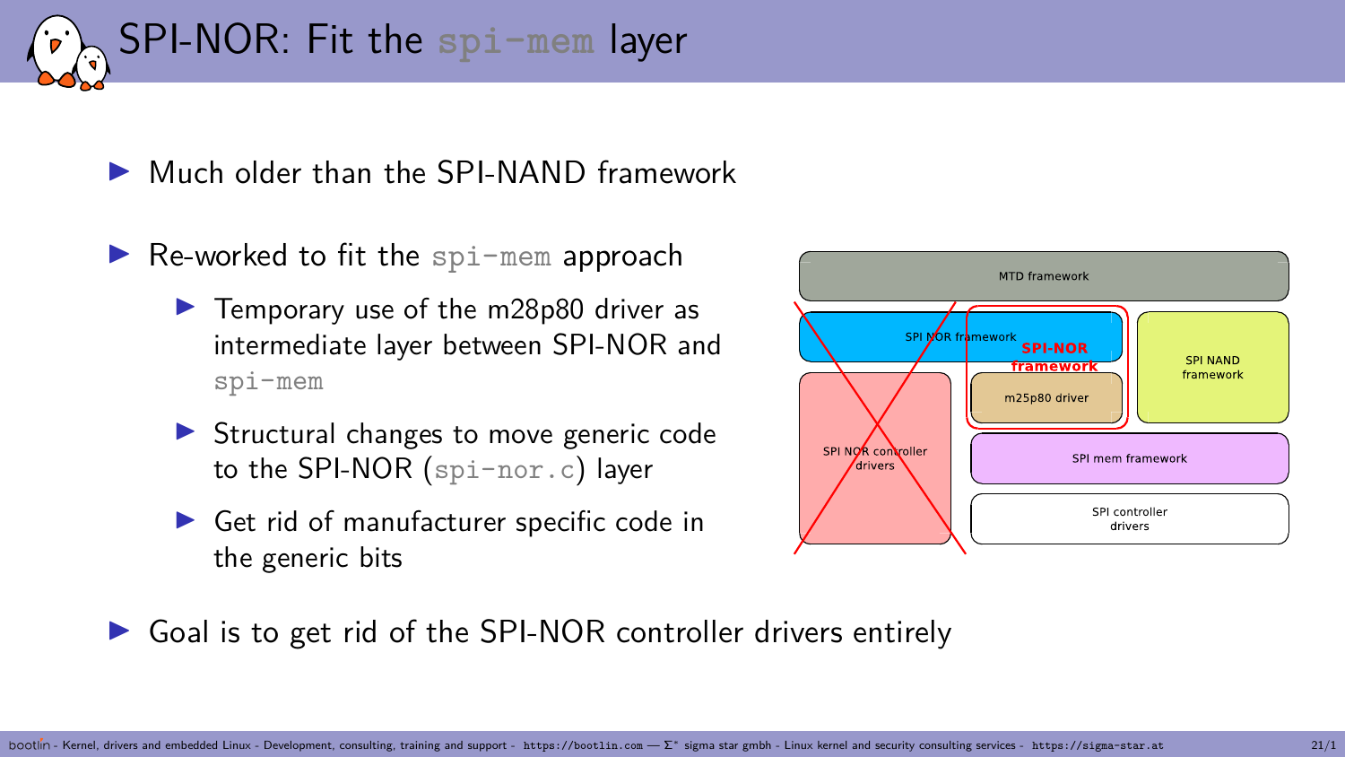# SPI-NOR: Fit the `spi-mem` layer

- Much older than the SPI-NAND framework
- Re-worked to fit the `spi-mem` approach
  - Temporary use of the m28p80 driver as intermediate layer between SPI-NOR and `spi-mem`
  - Structural changes to move generic code to the SPI-NOR (`spi-nor.c`) layer
  - Get rid of manufacturer specific code in the generic bits
- Goal is to get rid of the SPI-NOR controller drivers entirely

MTD framework

SPI NOR framework

SPI-NOR framework

m25p80 driver

SPI NAND framework

SPI NOR controller drivers

SPI mem framework

SPI controller drivers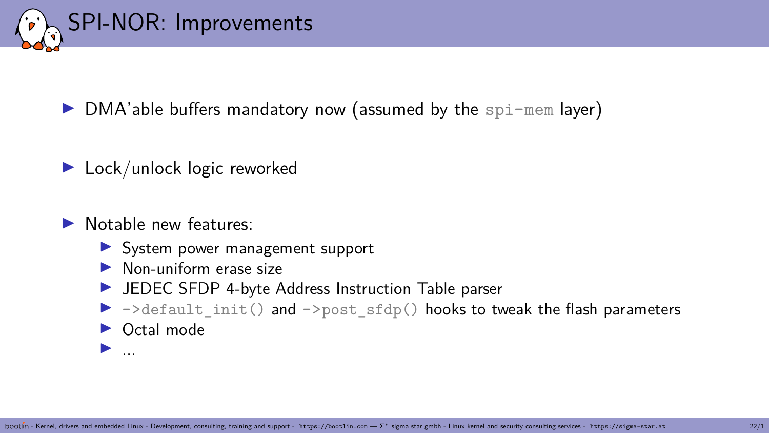# SPI-NOR: Improvements

- DMA'able buffers mandatory now (assumed by the `spi-mem` layer)
- Lock/unlock logic reworked
- Notable new features:
  - System power management support
  - Non-uniform erase size
  - JEDEC SFDP 4-byte Address Instruction Table parser
  - `->default_init()` and `->post_sfdp()` hooks to tweak the flash parameters
  - Octal mode
  - ...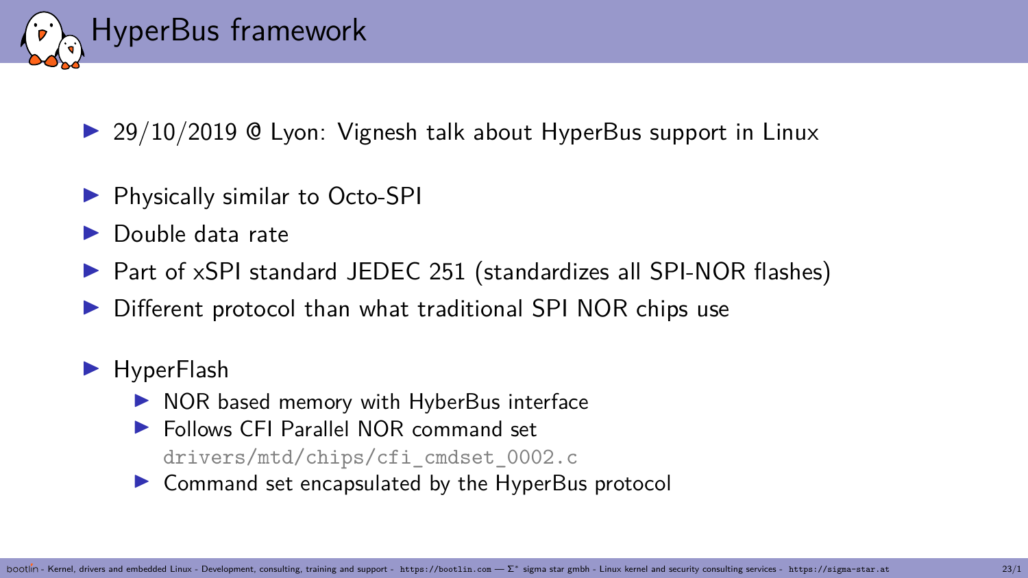# HyperBus framework

- 29/10/2019 @ Lyon: Vignesh talk about HyperBus support in Linux

- Physically similar to Octo-SPI
- Double data rate
- Part of xSPI standard JEDEC 251 (standardizes all SPI-NOR flashes)
- Different protocol than what traditional SPI NOR chips use

- HyperFlash
  - NOR based memory with HyberBus interface
  - Follows CFI Parallel NOR command set
    `drivers/mtd/chips/cfi_cmdset_0002.c`
  - Command set encapsulated by the HyperBus protocol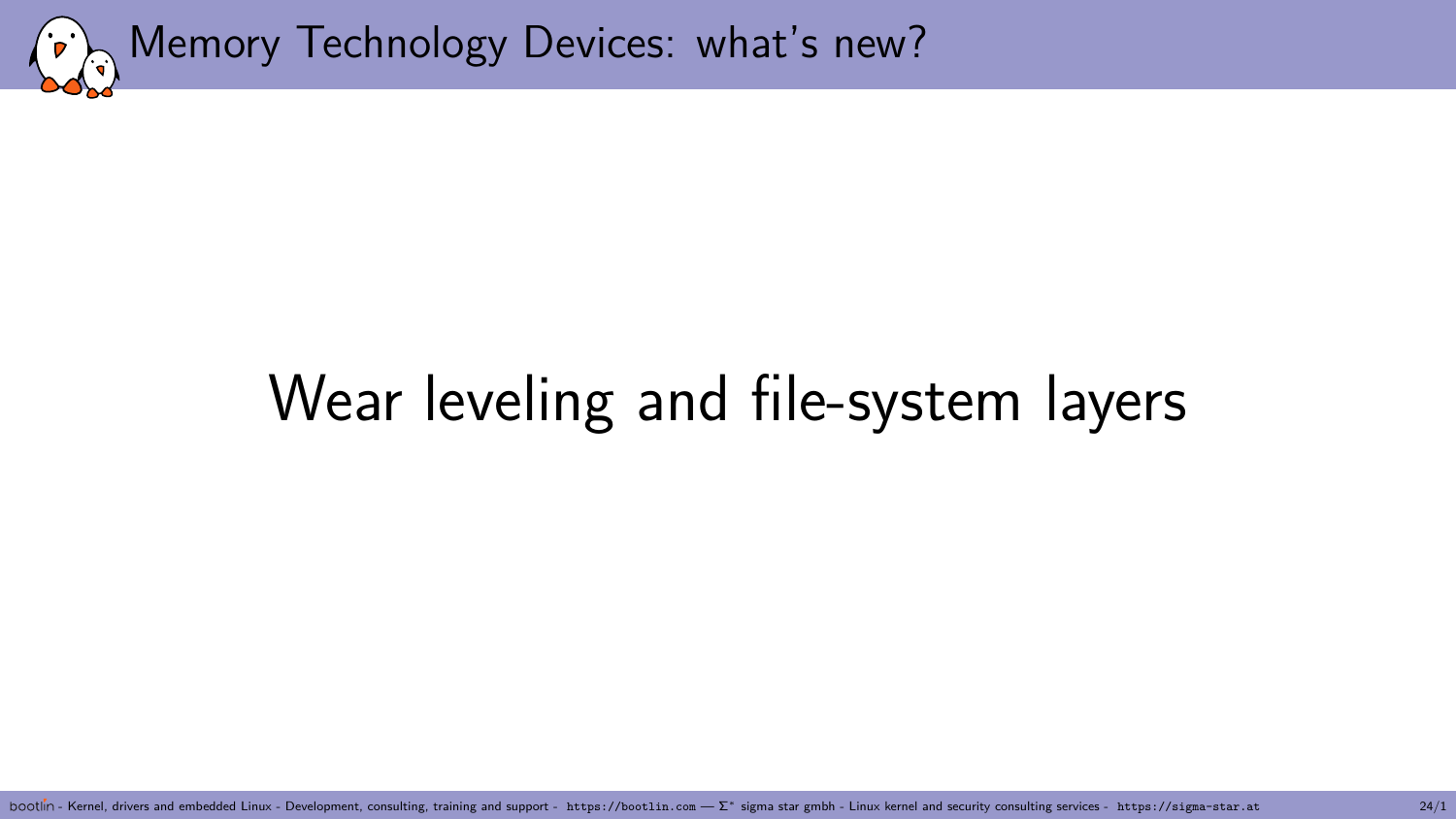# Wear leveling and file-system layers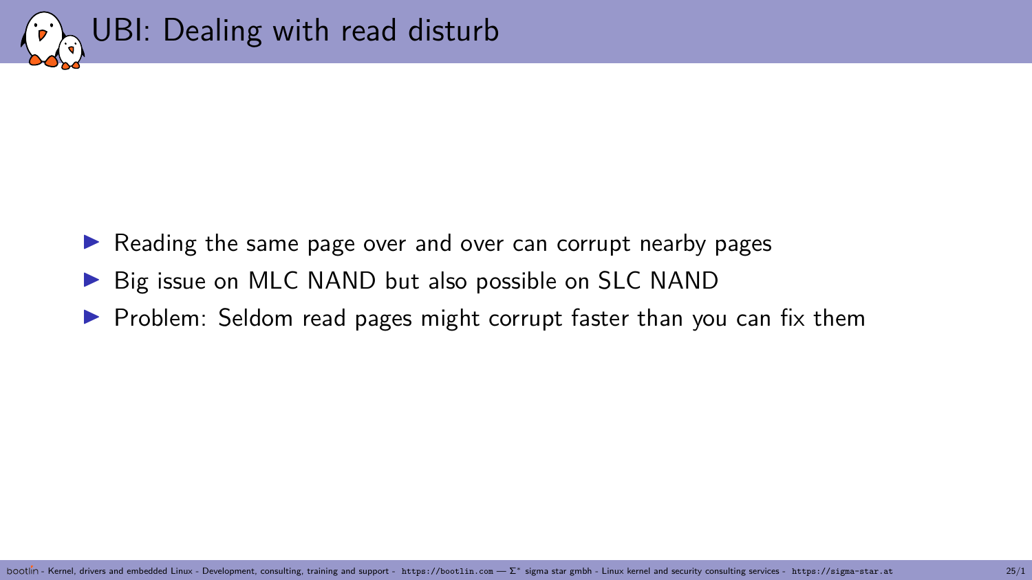# UBI: Dealing with read disturb

- Reading the same page over and over can corrupt nearby pages
- Big issue on MLC NAND but also possible on SLC NAND
- Problem: Seldom read pages might corrupt faster than you can fix them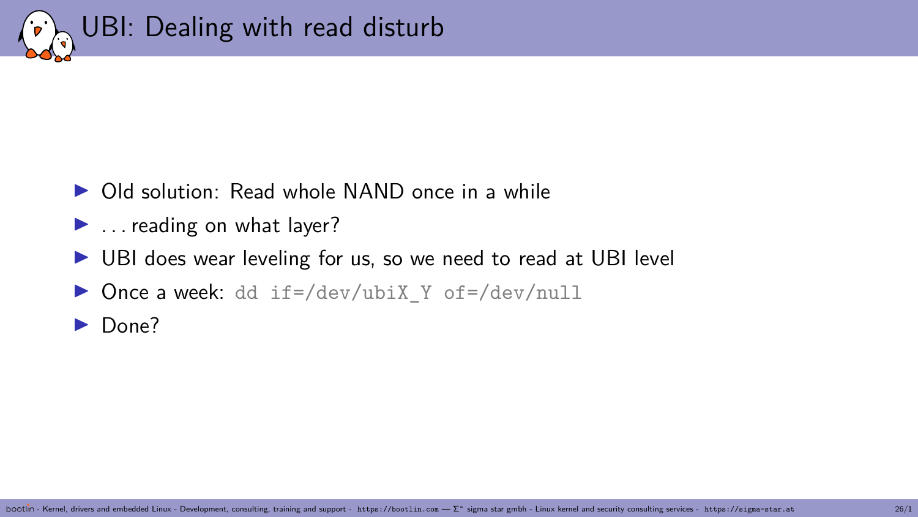# UBI: Dealing with read disturb

- Old solution: Read whole NAND once in a while
- . . . reading on what layer?
- UBI does wear leveling for us, so we need to read at UBI level
- Once a week: `dd if=/dev/ubiX_Y of=/dev/null`
- Done?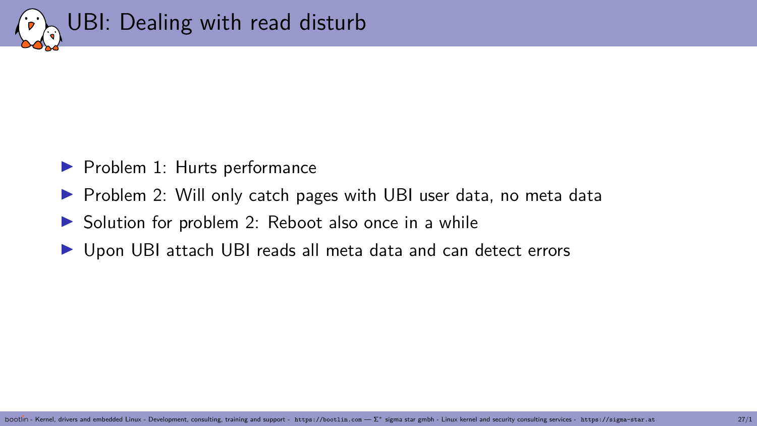# UBI: Dealing with read disturb

- Problem 1: Hurts performance
- Problem 2: Will only catch pages with UBI user data, no meta data
- Solution for problem 2: Reboot also once in a while
- Upon UBI attach UBI reads all meta data and can detect errors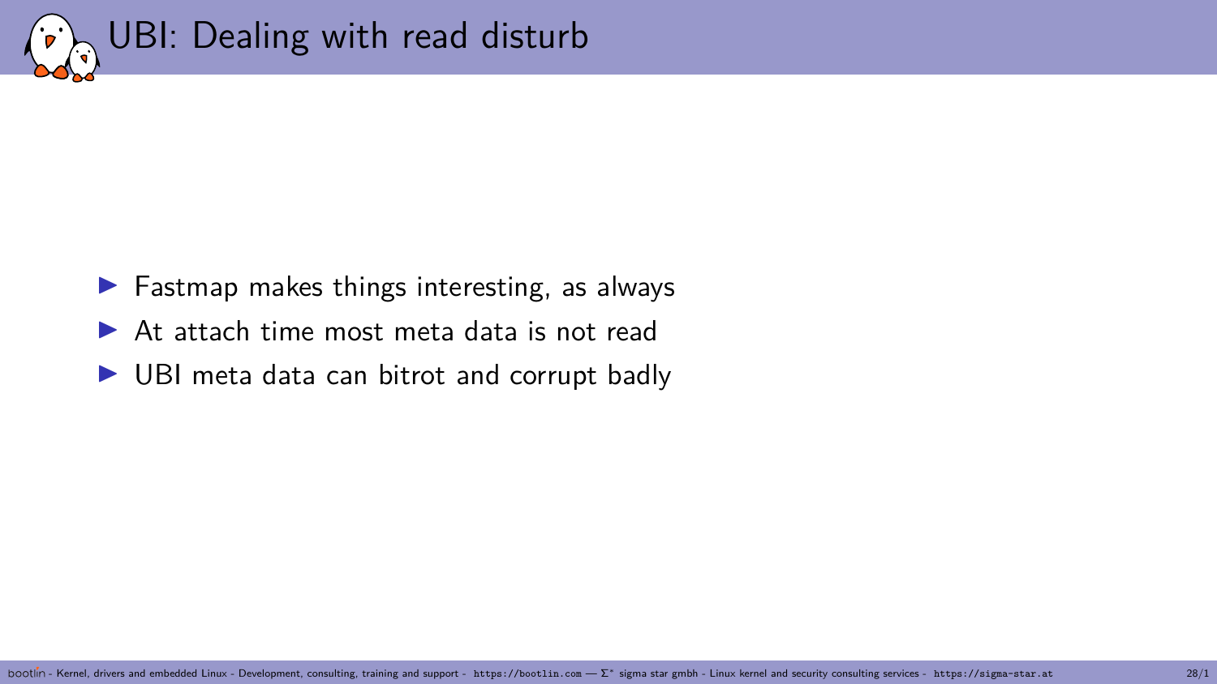# UBI: Dealing with read disturb

- Fastmap makes things interesting, as always
- At attach time most meta data is not read
- UBI meta data can bitrot and corrupt badly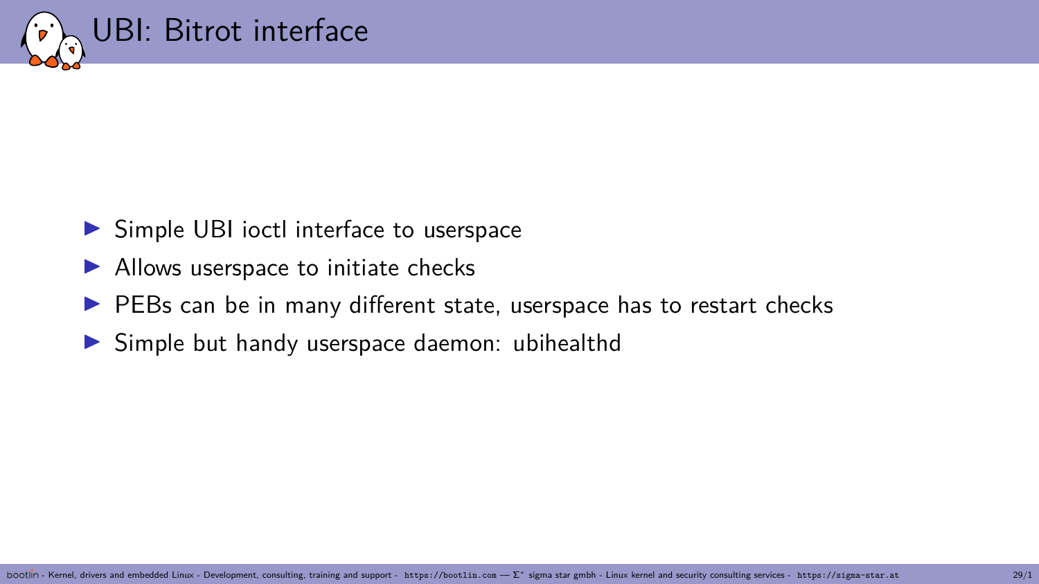# UBI: Bitrot interface

- Simple UBI ioctl interface to userspace
- Allows userspace to initiate checks
- PEBs can be in many different state, userspace has to restart checks
- Simple but handy userspace daemon: ubihealthd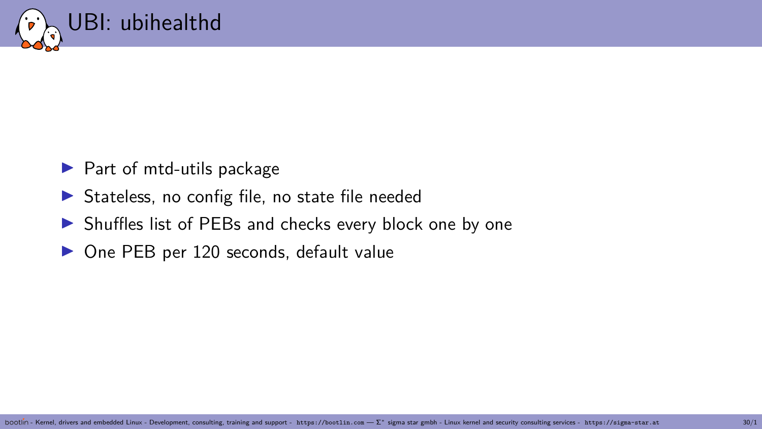# UBI: ubihealthd

- Part of mtd-utils package
- Stateless, no config file, no state file needed
- Shuffles list of PEBs and checks every block one by one
- One PEB per 120 seconds, default value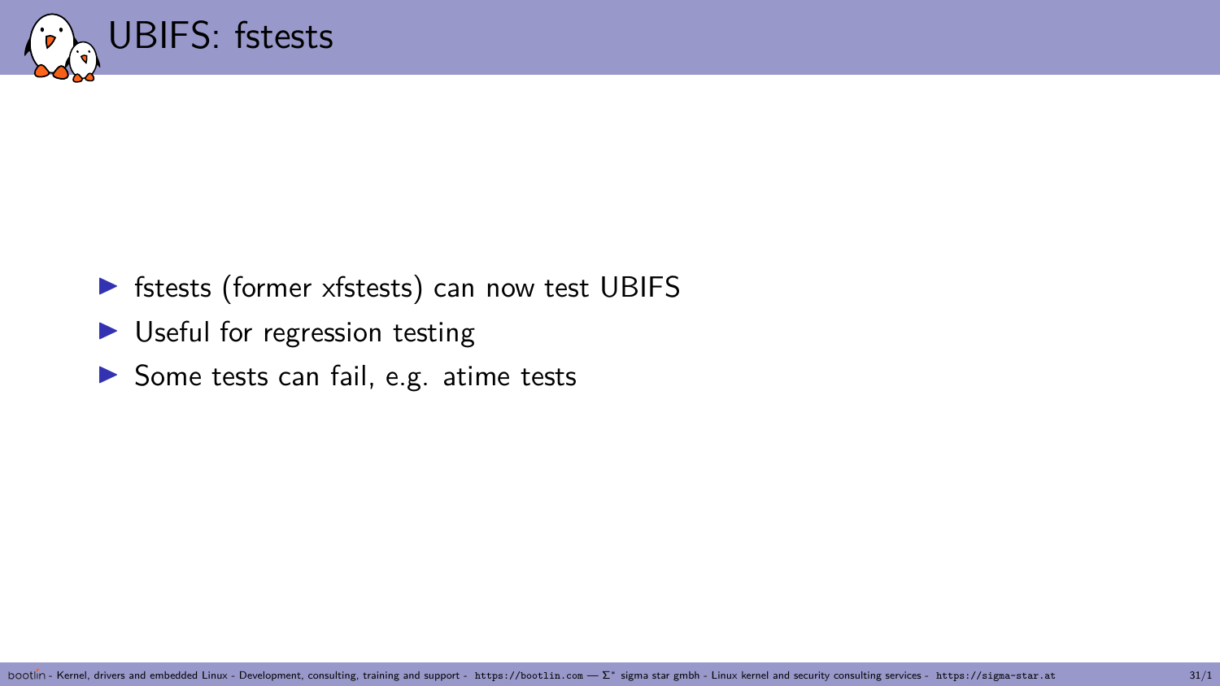# UBIFS: fstests

- fstests (former xfstests) can now test UBIFS
- Useful for regression testing
- Some tests can fail, e.g. atime tests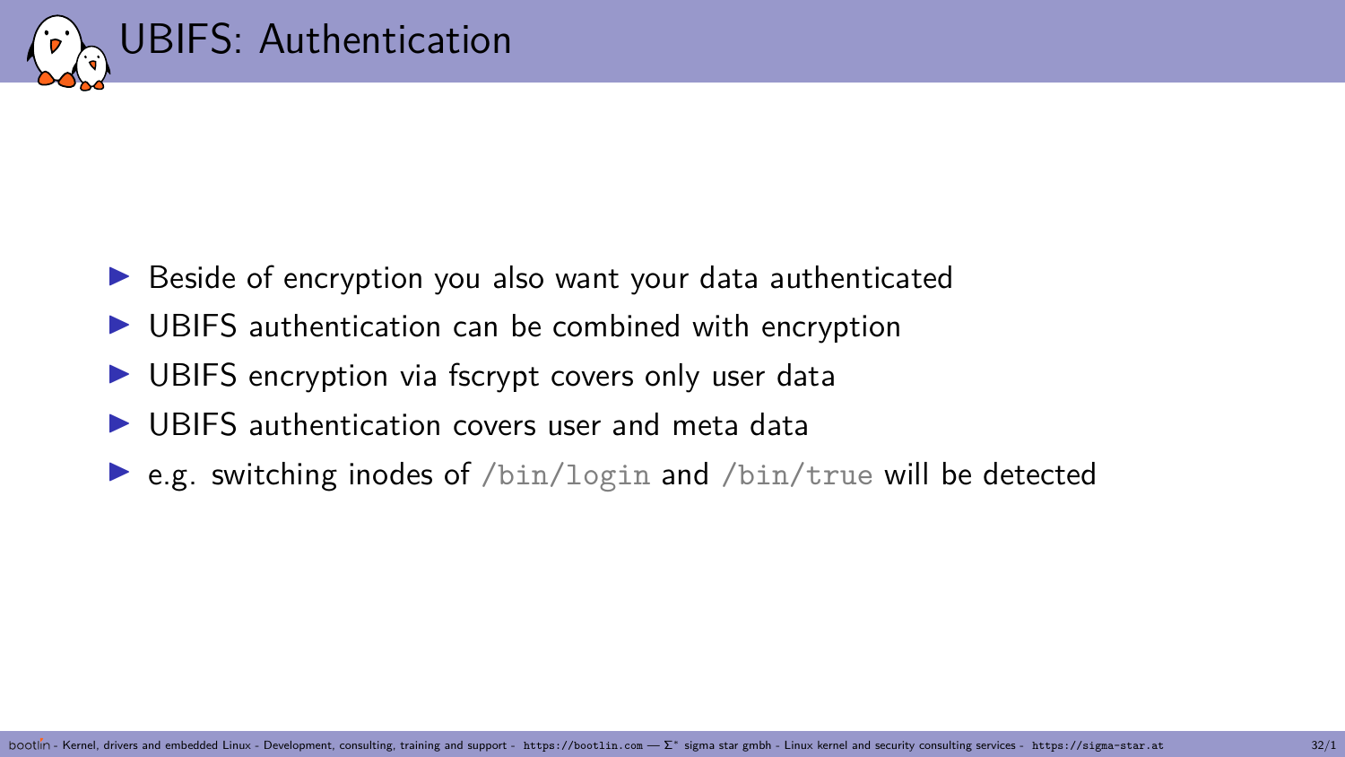# UBIFS: Authentication

- Beside of encryption you also want your data authenticated
- UBIFS authentication can be combined with encryption
- UBIFS encryption via fscrypt covers only user data
- UBIFS authentication covers user and meta data
- e.g. switching inodes of `/bin/login` and `/bin/true` will be detected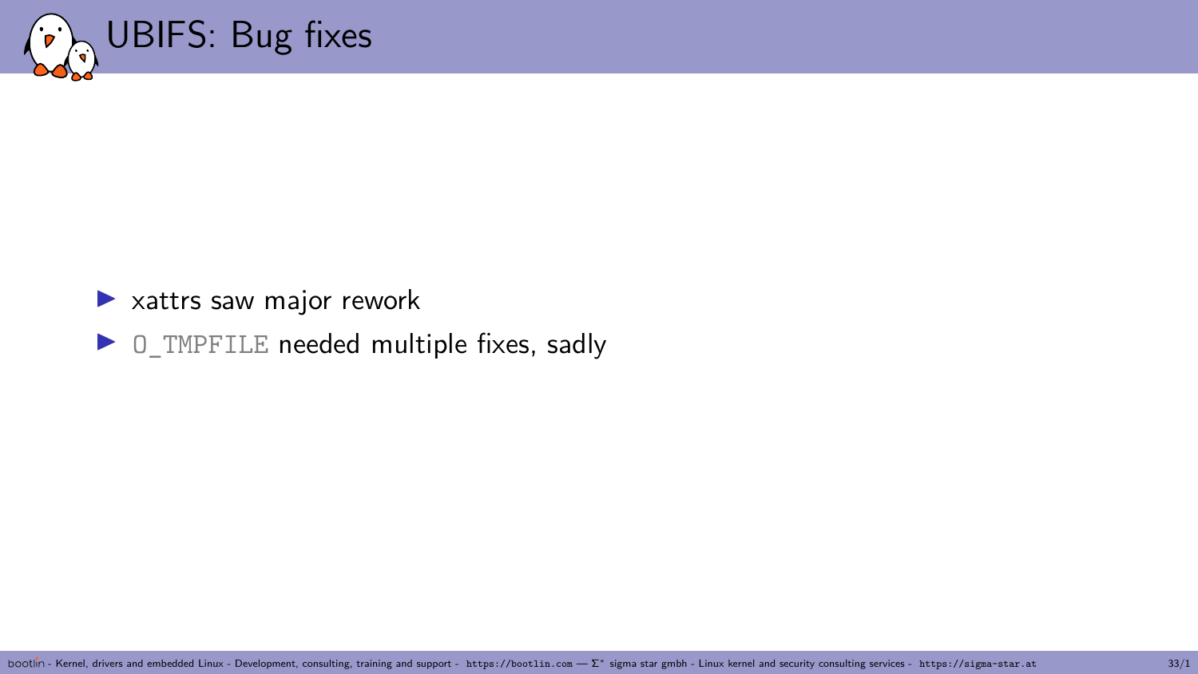# UBIFS: Bug fixes

- xattrs saw major rework
- `O_TMPFILE` needed multiple fixes, sadly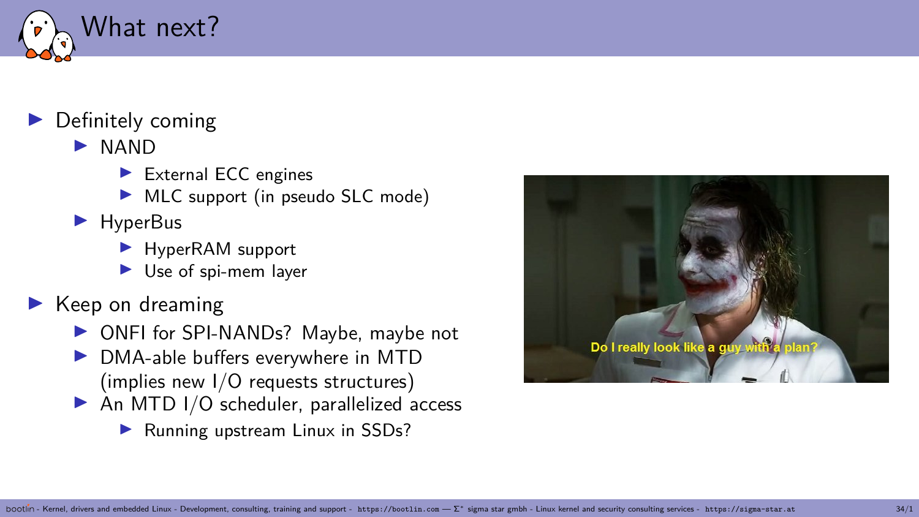# What next?

- Definitely coming
  - NAND
    - External ECC engines
    - MLC support (in pseudo SLC mode)
  - HyperBus
    - HyperRAM support
    - Use of spi-mem layer
- Keep on dreaming
  - ONFI for SPI-NANDs? Maybe, maybe not
  - DMA-able buffers everywhere in MTD (implies new I/O requests structures)
  - An MTD I/O scheduler, parallelized access
    - Running upstream Linux in SSDs?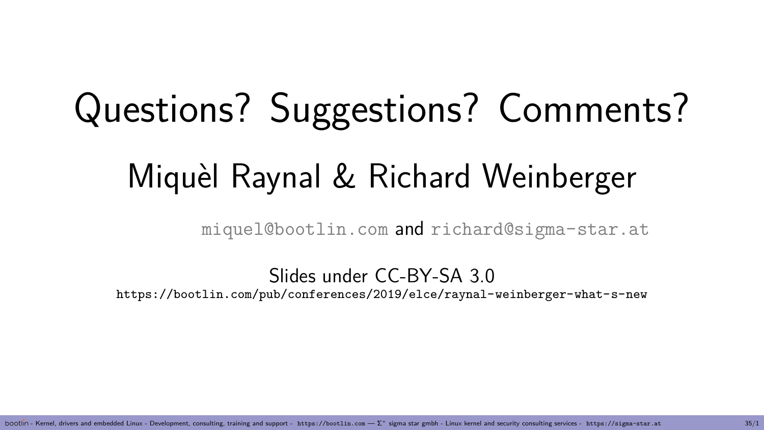# Questions? Suggestions? Comments?

## Miquèl Raynal & Richard Weinberger

miquel@bootlin.com and richard@sigma-star.at

Slides under CC-BY-SA 3.0

https://bootlin.com/pub/conferences/2019/elce/raynal-weinberger-what-s-new